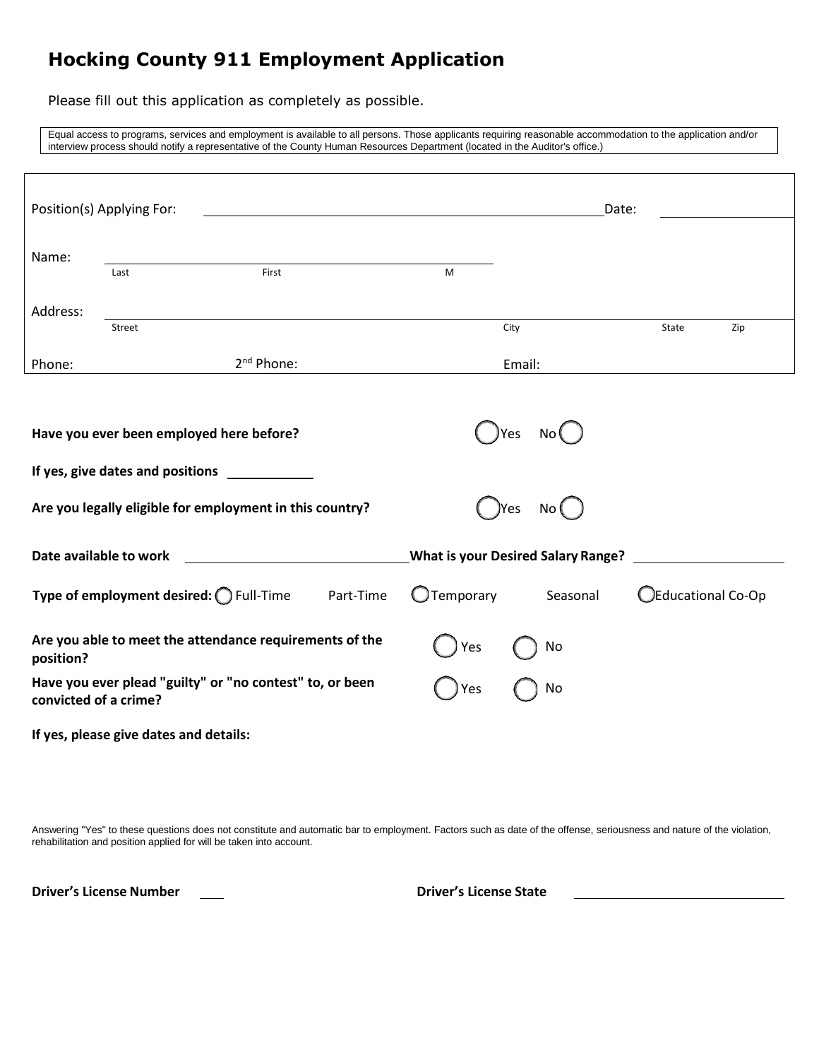# Hocking County 911 Employment Application

Please fill out this application as completely as possible.

Equal access to programs, services and employment is available to all persons. Those applicants requiring reasonable accommodation to the application and/or interview process should notify a representative of the County Human Resources Department (located in the Auditor's office.)

Position(s) Applying For: ______________________ Date: __________

Name: ______________________________
Last First M

Address: ______________________________
Street City State Zip

Phone: 2nd Phone: Email:

**Have you ever been employed here before?** ◯ Yes No ◯

**If yes, give dates and positions** __________

**Are you legally eligible for employment in this country?** ◯ Yes No ◯

**Date available to work** ______________ **What is your Desired Salary Range?** ______________

**Type of employment desired:** ◯ Full-Time Part-Time ◯ Temporary Seasonal ◯ Educational Co-Op

**Are you able to meet the attendance requirements of the position?** ◯ Yes ◯ No

**Have you ever plead "guilty" or "no contest" to, or been convicted of a crime?** ◯ Yes ◯ No

**If yes, please give dates and details:**

Answering "Yes" to these questions does not constitute and automatic bar to employment. Factors such as date of the offense, seriousness and nature of the violation, rehabilitation and position applied for will be taken into account.

**Driver's License Number** ___ **Driver's License State** ______________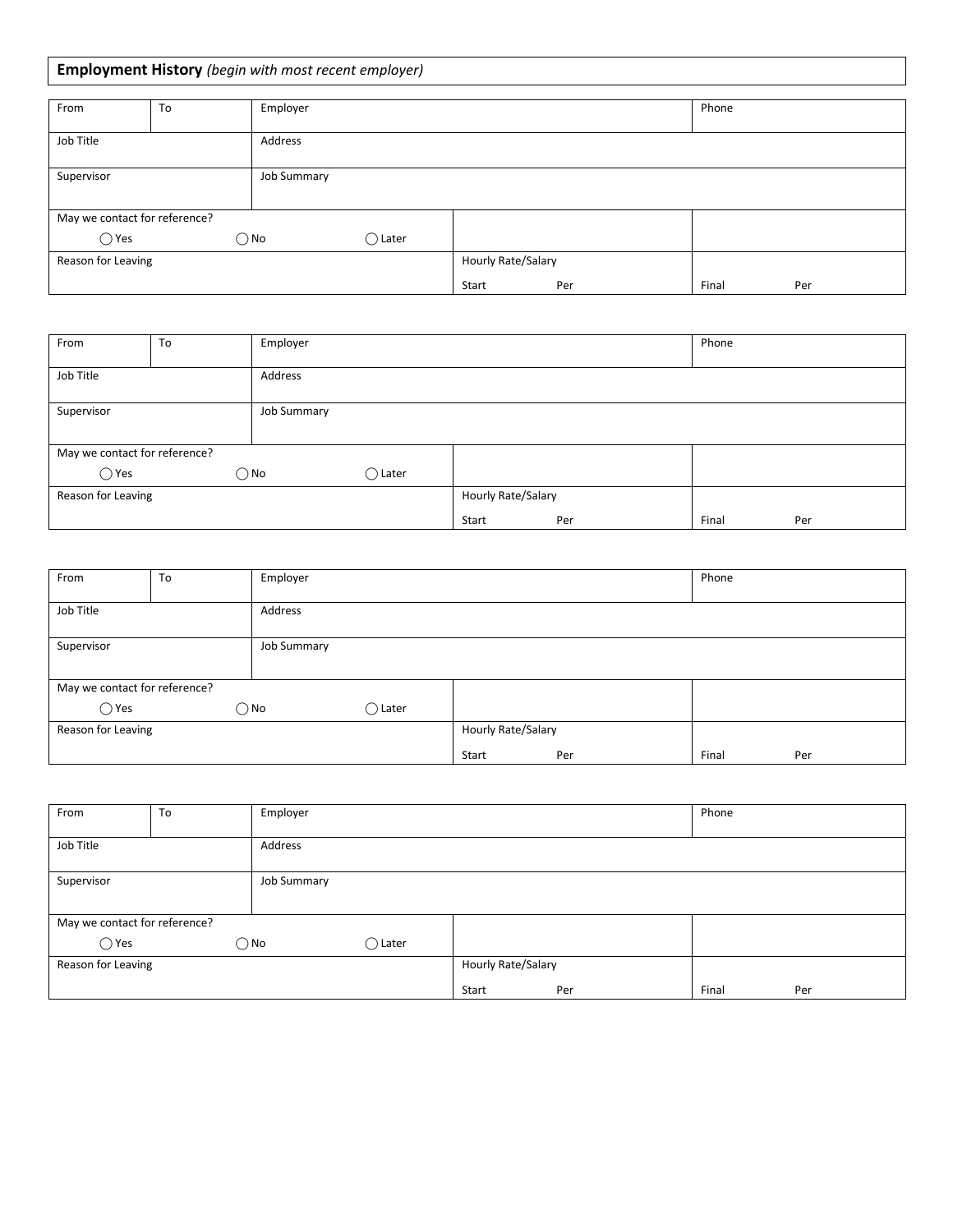**Employment History** *(begin with most recent employer)*

| From | To | Employer | | Phone |
|---|---|---|---|---|
| Job Title | | Address | | |
| Supervisor | | Job Summary | | |
| May we contact for reference? ◯ Yes ◯ No ◯ Later | | | | |
| Reason for Leaving | | | Hourly Rate/Salary Start Per | Final Per |

| From | To | Employer | | Phone |
|---|---|---|---|---|
| Job Title | | Address | | |
| Supervisor | | Job Summary | | |
| May we contact for reference? ◯ Yes ◯ No ◯ Later | | | | |
| Reason for Leaving | | | Hourly Rate/Salary Start Per | Final Per |

| From | To | Employer | | Phone |
|---|---|---|---|---|
| Job Title | | Address | | |
| Supervisor | | Job Summary | | |
| May we contact for reference? ◯ Yes ◯ No ◯ Later | | | | |
| Reason for Leaving | | | Hourly Rate/Salary Start Per | Final Per |

| From | To | Employer | | Phone |
|---|---|---|---|---|
| Job Title | | Address | | |
| Supervisor | | Job Summary | | |
| May we contact for reference? ◯ Yes ◯ No ◯ Later | | | | |
| Reason for Leaving | | | Hourly Rate/Salary Start Per | Final Per |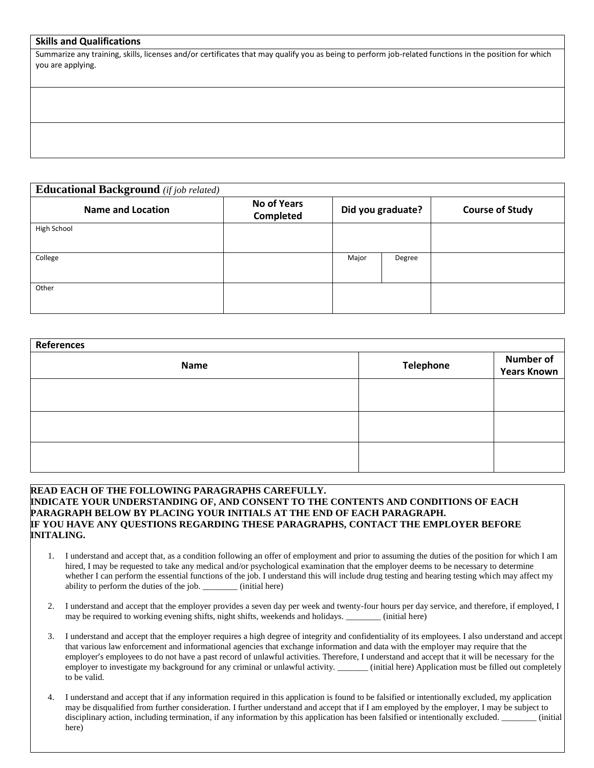**Skills and Qualifications**

Summarize any training, skills, licenses and/or certificates that may qualify you as being to perform job-related functions in the position for which you are applying.

| Educational Background *(if job related)* | | | | |
|---|---|---|---|---|
| **Name and Location** | **No of Years Completed** | **Did you graduate?** | | **Course of Study** |
| High School | | | | |
| College | | Major | Degree | |
| Other | | | | |

| References | | |
|---|---|---|
| **Name** | **Telephone** | **Number of Years Known** |
| | | |
| | | |
| | | |

**READ EACH OF THE FOLLOWING PARAGRAPHS CAREFULLY.**
**INDICATE YOUR UNDERSTANDING OF, AND CONSENT TO THE CONTENTS AND CONDITIONS OF EACH PARAGRAPH BELOW BY PLACING YOUR INITIALS AT THE END OF EACH PARAGRAPH.**
**IF YOU HAVE ANY QUESTIONS REGARDING THESE PARAGRAPHS, CONTACT THE EMPLOYER BEFORE INITALING.**

1. I understand and accept that, as a condition following an offer of employment and prior to assuming the duties of the position for which I am hired, I may be requested to take any medical and/or psychological examination that the employer deems to be necessary to determine whether I can perform the essential functions of the job. I understand this will include drug testing and hearing testing which may affect my ability to perform the duties of the job. ________ (initial here)

2. I understand and accept that the employer provides a seven day per week and twenty-four hours per day service, and therefore, if employed, I may be required to working evening shifts, night shifts, weekends and holidays. ________ (initial here)

3. I understand and accept that the employer requires a high degree of integrity and confidentiality of its employees. I also understand and accept that various law enforcement and informational agencies that exchange information and data with the employer may require that the employer's employees to do not have a past record of unlawful activities. Therefore, I understand and accept that it will be necessary for the employer to investigate my background for any criminal or unlawful activity. _______ (initial here) Application must be filled out completely to be valid.

4. I understand and accept that if any information required in this application is found to be falsified or intentionally excluded, my application may be disqualified from further consideration. I further understand and accept that if I am employed by the employer, I may be subject to disciplinary action, including termination, if any information by this application has been falsified or intentionally excluded. ________ (initial here)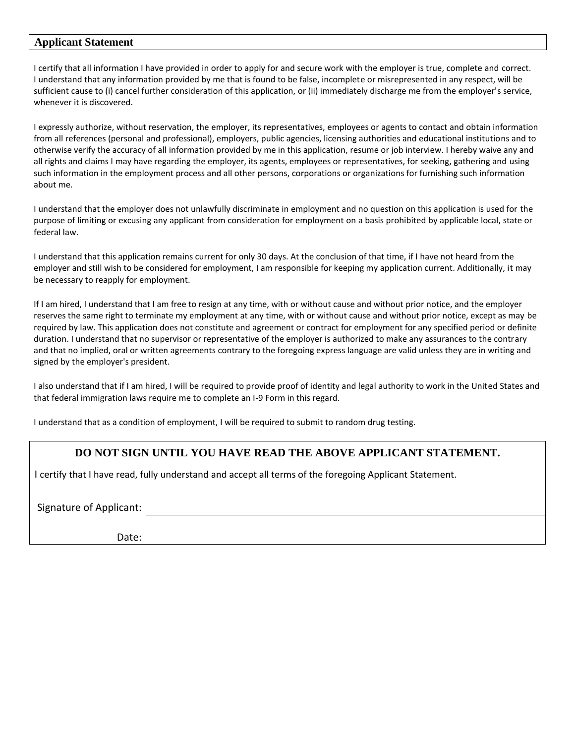## Applicant Statement

I certify that all information I have provided in order to apply for and secure work with the employer is true, complete and correct. I understand that any information provided by me that is found to be false, incomplete or misrepresented in any respect, will be sufficient cause to (i) cancel further consideration of this application, or (ii) immediately discharge me from the employer's service, whenever it is discovered.

I expressly authorize, without reservation, the employer, its representatives, employees or agents to contact and obtain information from all references (personal and professional), employers, public agencies, licensing authorities and educational institutions and to otherwise verify the accuracy of all information provided by me in this application, resume or job interview. I hereby waive any and all rights and claims I may have regarding the employer, its agents, employees or representatives, for seeking, gathering and using such information in the employment process and all other persons, corporations or organizations for furnishing such information about me.

I understand that the employer does not unlawfully discriminate in employment and no question on this application is used for the purpose of limiting or excusing any applicant from consideration for employment on a basis prohibited by applicable local, state or federal law.

I understand that this application remains current for only 30 days. At the conclusion of that time, if I have not heard from the employer and still wish to be considered for employment, I am responsible for keeping my application current. Additionally, it may be necessary to reapply for employment.

If I am hired, I understand that I am free to resign at any time, with or without cause and without prior notice, and the employer reserves the same right to terminate my employment at any time, with or without cause and without prior notice, except as may be required by law. This application does not constitute and agreement or contract for employment for any specified period or definite duration. I understand that no supervisor or representative of the employer is authorized to make any assurances to the contrary and that no implied, oral or written agreements contrary to the foregoing express language are valid unless they are in writing and signed by the employer's president.

I also understand that if I am hired, I will be required to provide proof of identity and legal authority to work in the United States and that federal immigration laws require me to complete an I-9 Form in this regard.

I understand that as a condition of employment, I will be required to submit to random drug testing.

**DO NOT SIGN UNTIL YOU HAVE READ THE ABOVE APPLICANT STATEMENT.**

I certify that I have read, fully understand and accept all terms of the foregoing Applicant Statement.

Signature of Applicant: ______________________________

Date: ______________________________